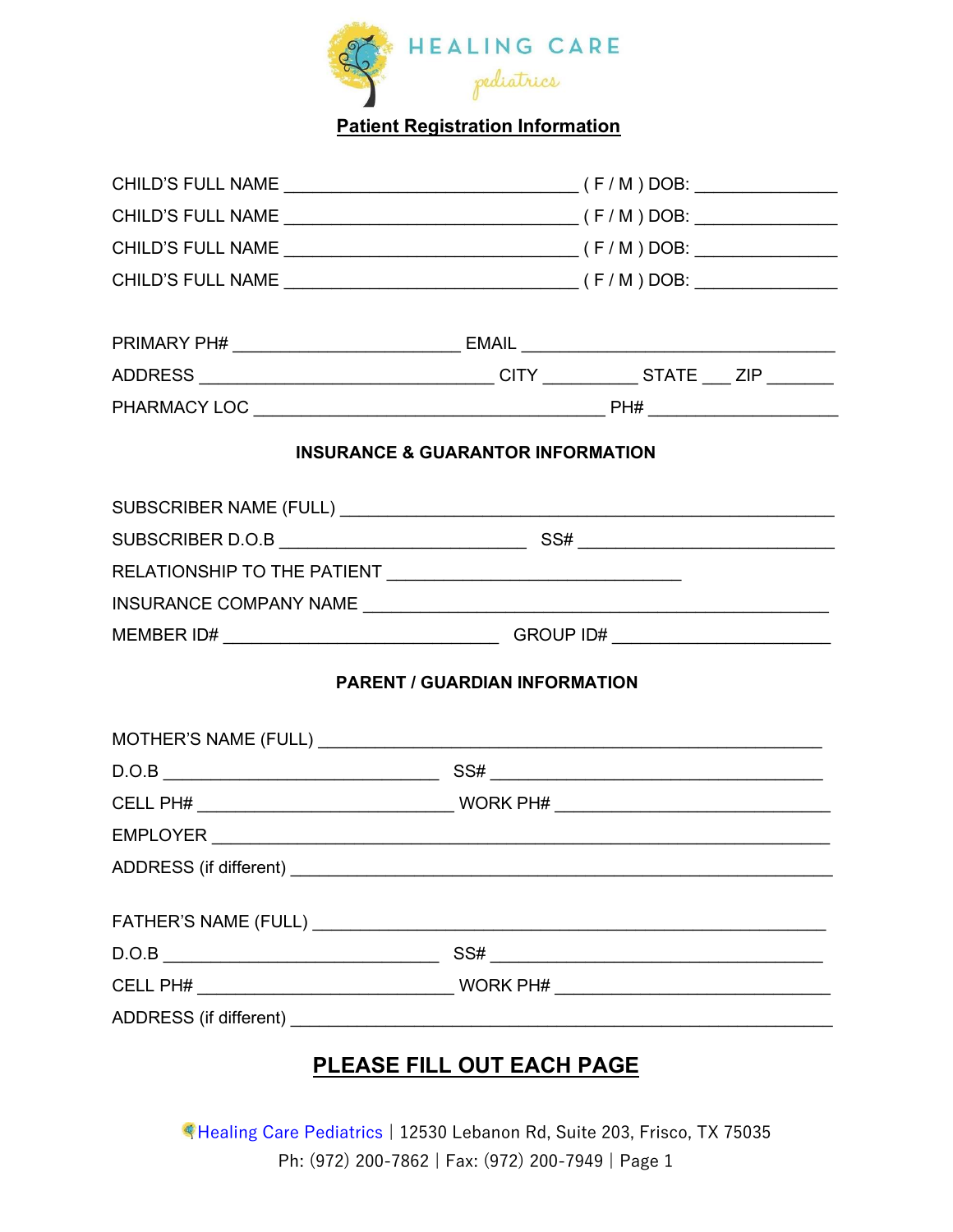# HEALING CARE
pediatrics

## Patient Registration Information

CHILD'S FULL NAME ______________________________ ( F / M ) DOB: ______________

CHILD'S FULL NAME ______________________________ ( F / M ) DOB: ______________

CHILD'S FULL NAME ______________________________ ( F / M ) DOB: ______________

CHILD'S FULL NAME ______________________________ ( F / M ) DOB: ______________

PRIMARY PH# _______________________ EMAIL ________________________________

ADDRESS ______________________________ CITY _________ STATE ___ ZIP _______

PHARMACY LOC ____________________________________ PH# ___________________

### INSURANCE & GUARANTOR INFORMATION

SUBSCRIBER NAME (FULL) ___________________________________________________

SUBSCRIBER D.O.B _________________________ SS# __________________________

RELATIONSHIP TO THE PATIENT ______________________________

INSURANCE COMPANY NAME ________________________________________________

MEMBER ID# ____________________________ GROUP ID# ______________________

### PARENT / GUARDIAN INFORMATION

MOTHER'S NAME (FULL) ___________________________________________________

D.O.B ____________________________ SS# __________________________________

CELL PH# __________________________ WORK PH# ____________________________

EMPLOYER _________________________________________________________________

ADDRESS (if different) ____________________________________________________

FATHER'S NAME (FULL) ___________________________________________________

D.O.B ____________________________ SS# __________________________________

CELL PH# __________________________ WORK PH# ____________________________

ADDRESS (if different) ____________________________________________________

## PLEASE FILL OUT EACH PAGE

Healing Care Pediatrics | 12530 Lebanon Rd, Suite 203, Frisco, TX 75035
Ph: (972) 200-7862 | Fax: (972) 200-7949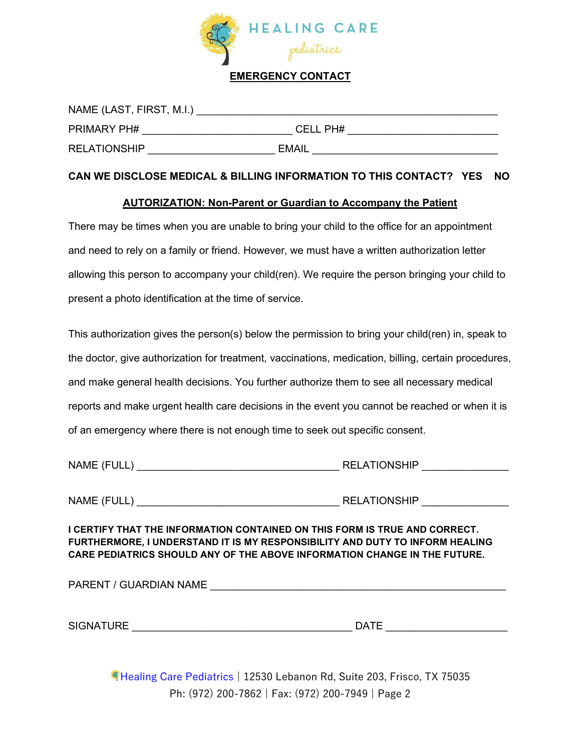HEALING CARE
pediatrics

## EMERGENCY CONTACT

NAME (LAST, FIRST, M.I.) ______________________________________________________

PRIMARY PH# ___________________________ CELL PH# ___________________________

RELATIONSHIP _______________________ EMAIL __________________________________

**CAN WE DISCLOSE MEDICAL & BILLING INFORMATION TO THIS CONTACT? YES NO**

**AUTORIZATION: Non-Parent or Guardian to Accompany the Patient**

There may be times when you are unable to bring your child to the office for an appointment and need to rely on a family or friend. However, we must have a written authorization letter allowing this person to accompany your child(ren). We require the person bringing your child to present a photo identification at the time of service.

This authorization gives the person(s) below the permission to bring your child(ren) in, speak to the doctor, give authorization for treatment, vaccinations, medication, billing, certain procedures, and make general health decisions. You further authorize them to see all necessary medical reports and make urgent health care decisions in the event you cannot be reached or when it is of an emergency where there is not enough time to seek out specific consent.

NAME (FULL) _____________________________________ RELATIONSHIP _______________

NAME (FULL) _____________________________________ RELATIONSHIP _______________

**I CERTIFY THAT THE INFORMATION CONTAINED ON THIS FORM IS TRUE AND CORRECT. FURTHERMORE, I UNDERSTAND IT IS MY RESPONSIBILITY AND DUTY TO INFORM HEALING CARE PEDIATRICS SHOULD ANY OF THE ABOVE INFORMATION CHANGE IN THE FUTURE.**

PARENT / GUARDIAN NAME ______________________________________________________

SIGNATURE ________________________________________ DATE _____________________

Healing Care Pediatrics | 12530 Lebanon Rd, Suite 203, Frisco, TX 75035
Ph: (972) 200-7862 | Fax: (972) 200-7949